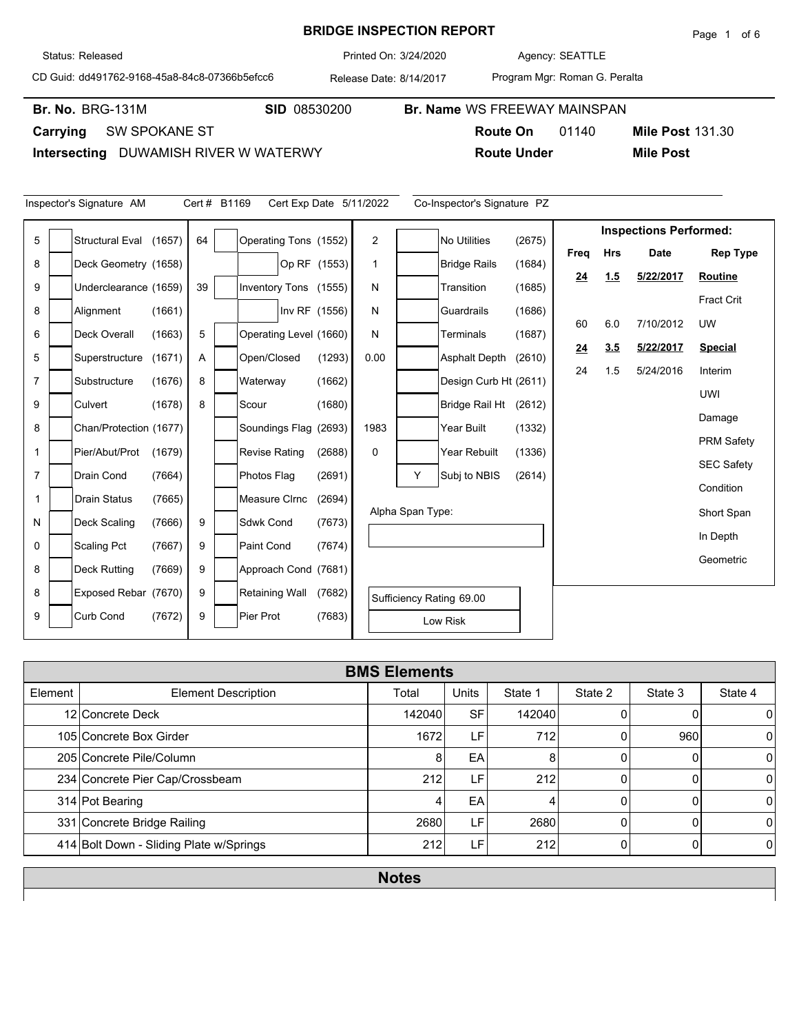# BRIDGE INSPECTION REPORT

Status: Released | Printed On: 3/24/2020 | Agency: SEATTLE

CD Guid: dd491762-9168-45a8-84c8-07366b5efcc6 | Release Date: 8/14/2017 | Program Mgr: Roman G. Peralta

**Br. No.** BRG-131M | **SID** 08530200 | **Br. Name** WS FREEWAY MAINSPAN

**Carrying** SW SPOKANE ST | **Route On** 01140 | **Mile Post** 131.30

**Intersecting** DUWAMISH RIVER W WATERWY | **Route Under** | **Mile Post**

Inspector's Signature AM | Cert # B1169 | Cert Exp Date 5/11/2022 | Co-Inspector's Signature PZ

| Value | Item | Value | Item | Value | Item |
|---|---|---|---|---|---|
| 5 | Structural Eval (1657) | 64 | Operating Tons (1552) | 2 | No Utilities (2675) |
| 8 | Deck Geometry (1658) | | Op RF (1553) | 1 | Bridge Rails (1684) |
| 9 | Underclearance (1659) | 39 | Inventory Tons (1555) | N | Transition (1685) |
| 8 | Alignment (1661) | | Inv RF (1556) | N | Guardrails (1686) |
| 6 | Deck Overall (1663) | 5 | Operating Level (1660) | N | Terminals (1687) |
| 5 | Superstructure (1671) | A | Open/Closed (1293) | 0.00 | Asphalt Depth (2610) |
| 7 | Substructure (1676) | 8 | Waterway (1662) | | Design Curb Ht (2611) |
| 9 | Culvert (1678) | 8 | Scour (1680) | | Bridge Rail Ht (2612) |
| 8 | Chan/Protection (1677) | | Soundings Flag (2693) | 1983 | Year Built (1332) |
| 1 | Pier/Abut/Prot (1679) | | Revise Rating (2688) | 0 | Year Rebuilt (1336) |
| 7 | Drain Cond (7664) | | Photos Flag (2691) | Y | Subj to NBIS (2614) |
| 1 | Drain Status (7665) | | Measure Clrnc (2694) | | Alpha Span Type: |
| N | Deck Scaling (7666) | 9 | Sdwk Cond (7673) | | |
| 0 | Scaling Pct (7667) | 9 | Paint Cond (7674) | | |
| 8 | Deck Rutting (7669) | 9 | Approach Cond (7681) | | |
| 8 | Exposed Rebar (7670) | 9 | Retaining Wall (7682) | | Sufficiency Rating 69.00 |
| 9 | Curb Cond (7672) | 9 | Pier Prot (7683) | | Low Risk |

**Inspections Performed:**

| Freq | Hrs | Date | Rep Type |
|---|---|---|---|
| **24** | **1.5** | **5/22/2017** | **Routine** |
| | | | Fract Crit |
| 60 | 6.0 | 7/10/2012 | UW |
| **24** | **3.5** | **5/22/2017** | **Special** |
| 24 | 1.5 | 5/24/2016 | Interim |
| | | | UWI |
| | | | Damage |
| | | | PRM Safety |
| | | | SEC Safety |
| | | | Condition |
| | | | Short Span |
| | | | In Depth |
| | | | Geometric |

## BMS Elements

| Element | Element Description | Total | Units | State 1 | State 2 | State 3 | State 4 |
|---|---|---|---|---|---|---|---|
| 12 | Concrete Deck | 142040 | SF | 142040 | 0 | 0 | 0 |
| 105 | Concrete Box Girder | 1672 | LF | 712 | 0 | 960 | 0 |
| 205 | Concrete Pile/Column | 8 | EA | 8 | 0 | 0 | 0 |
| 234 | Concrete Pier Cap/Crossbeam | 212 | LF | 212 | 0 | 0 | 0 |
| 314 | Pot Bearing | 4 | EA | 4 | 0 | 0 | 0 |
| 331 | Concrete Bridge Railing | 2680 | LF | 2680 | 0 | 0 | 0 |
| 414 | Bolt Down - Sliding Plate w/Springs | 212 | LF | 212 | 0 | 0 | 0 |

## Notes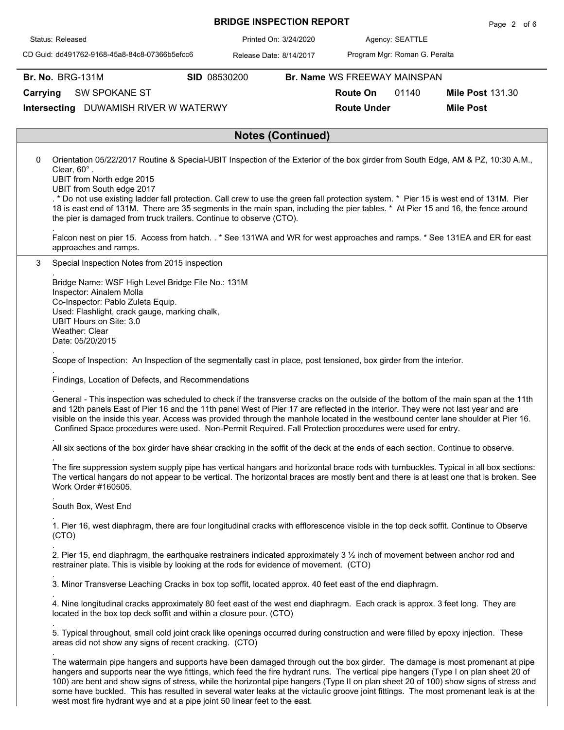# BRIDGE INSPECTION REPORT

Status: Released | Printed On: 3/24/2020 | Agency: SEATTLE

CD Guid: dd491762-9168-45a8-84c8-07366b5efcc6 | Release Date: 8/14/2017 | Program Mgr: Roman G. Peralta

**Br. No.** BRG-131M **SID** 08530200 **Br. Name** WS FREEWAY MAINSPAN

**Carrying** SW SPOKANE ST **Route On** 01140 **Mile Post** 131.30

**Intersecting** DUWAMISH RIVER W WATERWY **Route Under** **Mile Post**

## Notes (Continued)

0 Orientation 05/22/2017 Routine & Special-UBIT Inspection of the Exterior of the box girder from South Edge, AM & PZ, 10:30 A.M., Clear, 60° .
UBIT from North edge 2015
UBIT from South edge 2017
. * Do not use existing ladder fall protection. Call crew to use the green fall protection system. * Pier 15 is west end of 131M. Pier 18 is east end of 131M. There are 35 segments in the main span, including the pier tables. * At Pier 15 and 16, the fence around the pier is damaged from truck trailers. Continue to observe (CTO).

.

Falcon nest on pier 15. Access from hatch. . * See 131WA and WR for west approaches and ramps. * See 131EA and ER for east approaches and ramps.

3 Special Inspection Notes from 2015 inspection

.

Bridge Name: WSF High Level Bridge File No.: 131M
Inspector: Ainalem Molla
Co-Inspector: Pablo Zuleta Equip.
Used: Flashlight, crack gauge, marking chalk,
UBIT Hours on Site: 3.0
Weather: Clear
Date: 05/20/2015

.

Scope of Inspection: An Inspection of the segmentally cast in place, post tensioned, box girder from the interior.

.

Findings, Location of Defects, and Recommendations

.

General - This inspection was scheduled to check if the transverse cracks on the outside of the bottom of the main span at the 11th and 12th panels East of Pier 16 and the 11th panel West of Pier 17 are reflected in the interior. They were not last year and are visible on the inside this year. Access was provided through the manhole located in the westbound center lane shoulder at Pier 16. Confined Space procedures were used. Non-Permit Required. Fall Protection procedures were used for entry.

.

All six sections of the box girder have shear cracking in the soffit of the deck at the ends of each section. Continue to observe.

.

The fire suppression system supply pipe has vertical hangars and horizontal brace rods with turnbuckles. Typical in all box sections: The vertical hangers do not appear to be vertical. The horizontal braces are mostly bent and there is at least one that is broken. See Work Order #160505.

.

South Box, West End

.

1. Pier 16, west diaphragm, there are four longitudinal cracks with efflorescence visible in the top deck soffit. Continue to Observe (CTO)

.

2. Pier 15, end diaphragm, the earthquake restrainers indicated approximately 3 ½ inch of movement between anchor rod and restrainer plate. This is visible by looking at the rods for evidence of movement. (CTO)

.

3. Minor Transverse Leaching Cracks in box top soffit, located approx. 40 feet east of the end diaphragm.

.

4. Nine longitudinal cracks approximately 80 feet east of the west end diaphragm. Each crack is approx. 3 feet long. They are located in the box top deck soffit and within a closure pour. (CTO)

.

5. Typical throughout, small cold joint crack like openings occurred during construction and were filled by epoxy injection. These areas did not show any signs of recent cracking. (CTO)

.

The watermain pipe hangers and supports have been damaged through out the box girder. The damage is most promenant at pipe hangers and supports near the wye fittings, which feed the fire hydrant runs. The vertical pipe hangers (Type I on plan sheet 20 of 100) are bent and show signs of stress, while the horizontal pipe hangers (Type II on plan sheet 20 of 100) show signs of stress and some have buckled. This has resulted in several water leaks at the victaulic groove joint fittings. The most promenant leak is at the west most fire hydrant wye and at a pipe joint 50 linear feet to the east.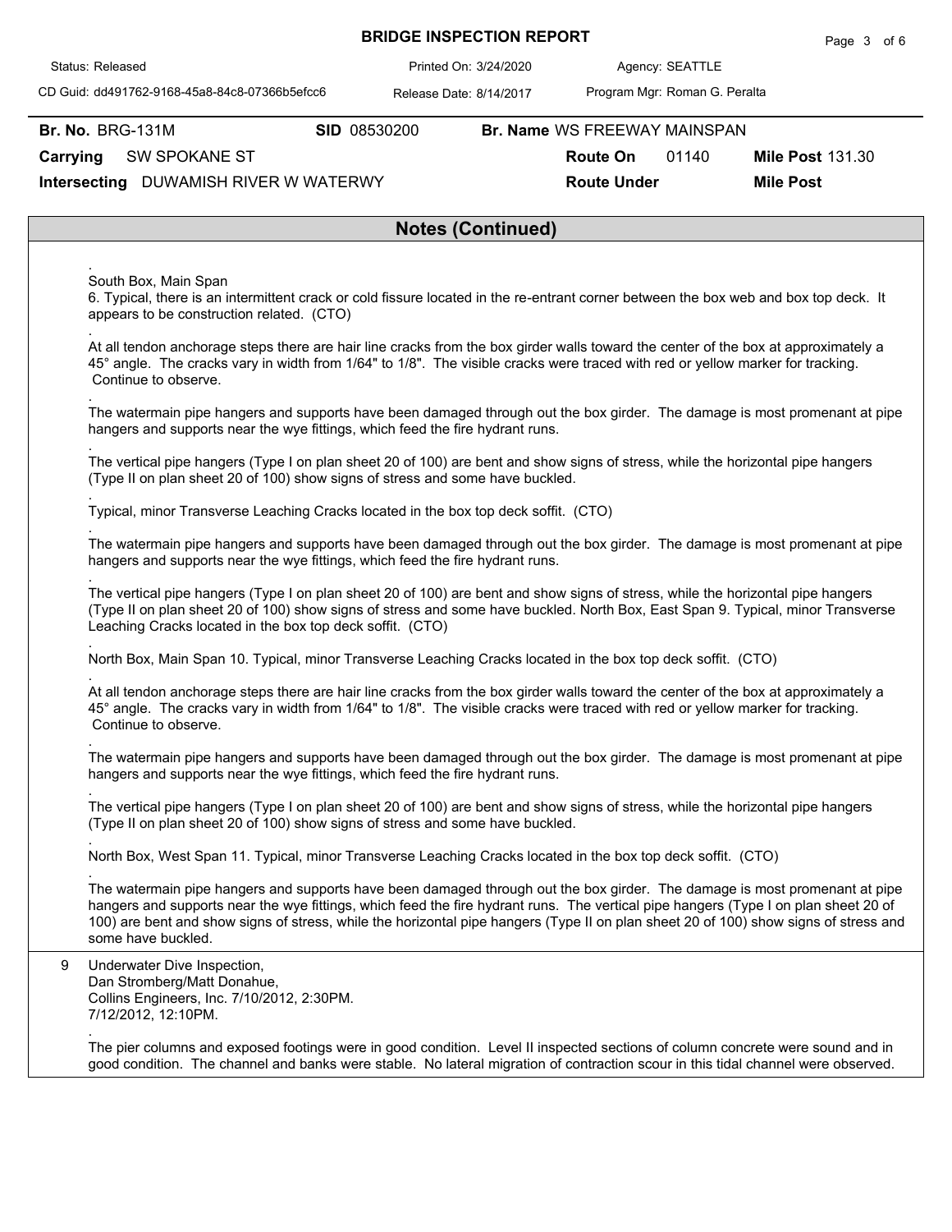**BRIDGE INSPECTION REPORT**

Status: Released | Printed On: 3/24/2020 | Agency: SEATTLE

CD Guid: dd491762-9168-45a8-84c8-07366b5efcc6 | Release Date: 8/14/2017 | Program Mgr: Roman G. Peralta

**Br. No.** BRG-131M **SID** 08530200 **Br. Name** WS FREEWAY MAINSPAN

**Carrying** SW SPOKANE ST **Route On** 01140 **Mile Post** 131.30

**Intersecting** DUWAMISH RIVER W WATERWY **Route Under** **Mile Post**

## Notes (Continued)

.
South Box, Main Span
6. Typical, there is an intermittent crack or cold fissure located in the re-entrant corner between the box web and box top deck. It appears to be construction related. (CTO)

.
At all tendon anchorage steps there are hair line cracks from the box girder walls toward the center of the box at approximately a 45° angle. The cracks vary in width from 1/64" to 1/8". The visible cracks were traced with red or yellow marker for tracking. Continue to observe.

.
The watermain pipe hangers and supports have been damaged through out the box girder. The damage is most promenant at pipe hangers and supports near the wye fittings, which feed the fire hydrant runs.

.
The vertical pipe hangers (Type I on plan sheet 20 of 100) are bent and show signs of stress, while the horizontal pipe hangers (Type II on plan sheet 20 of 100) show signs of stress and some have buckled.

.
Typical, minor Transverse Leaching Cracks located in the box top deck soffit. (CTO)

.
The watermain pipe hangers and supports have been damaged through out the box girder. The damage is most promenant at pipe hangers and supports near the wye fittings, which feed the fire hydrant runs.

.
The vertical pipe hangers (Type I on plan sheet 20 of 100) are bent and show signs of stress, while the horizontal pipe hangers (Type II on plan sheet 20 of 100) show signs of stress and some have buckled. North Box, East Span 9. Typical, minor Transverse Leaching Cracks located in the box top deck soffit. (CTO)

.
North Box, Main Span 10. Typical, minor Transverse Leaching Cracks located in the box top deck soffit. (CTO)

.
At all tendon anchorage steps there are hair line cracks from the box girder walls toward the center of the box at approximately a 45° angle. The cracks vary in width from 1/64" to 1/8". The visible cracks were traced with red or yellow marker for tracking. Continue to observe.

.
The watermain pipe hangers and supports have been damaged through out the box girder. The damage is most promenant at pipe hangers and supports near the wye fittings, which feed the fire hydrant runs.

.
The vertical pipe hangers (Type I on plan sheet 20 of 100) are bent and show signs of stress, while the horizontal pipe hangers (Type II on plan sheet 20 of 100) show signs of stress and some have buckled.

.
North Box, West Span 11. Typical, minor Transverse Leaching Cracks located in the box top deck soffit. (CTO)

.
The watermain pipe hangers and supports have been damaged through out the box girder. The damage is most promenant at pipe hangers and supports near the wye fittings, which feed the fire hydrant runs. The vertical pipe hangers (Type I on plan sheet 20 of 100) are bent and show signs of stress, while the horizontal pipe hangers (Type II on plan sheet 20 of 100) show signs of stress and some have buckled.

9 Underwater Dive Inspection,
Dan Stromberg/Matt Donahue,
Collins Engineers, Inc. 7/10/2012, 2:30PM.
7/12/2012, 12:10PM.

.
The pier columns and exposed footings were in good condition. Level II inspected sections of column concrete were sound and in good condition. The channel and banks were stable. No lateral migration of contraction scour in this tidal channel were observed.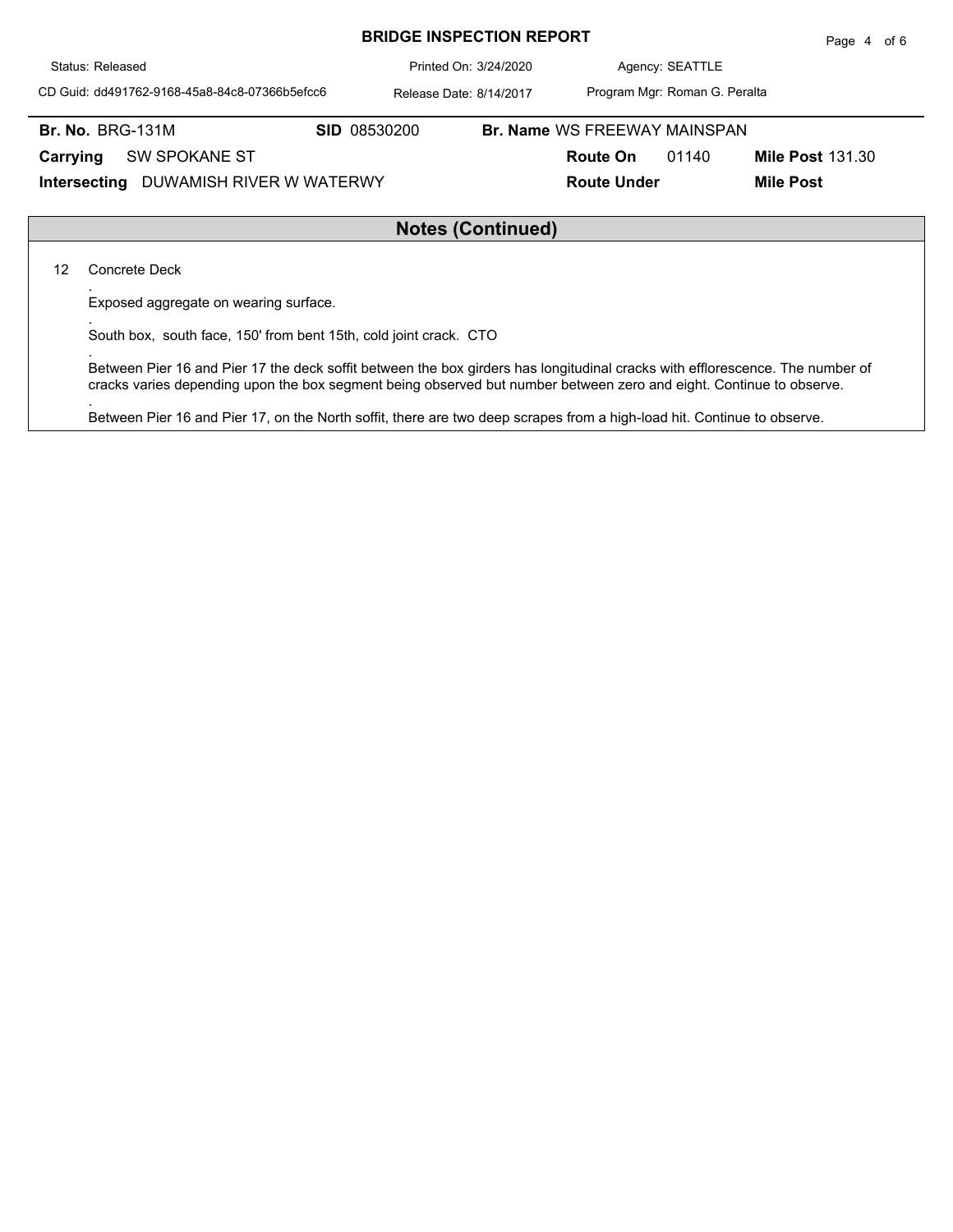# BRIDGE INSPECTION REPORT

Status: Released | Printed On: 3/24/2020 | Agency: SEATTLE

CD Guid: dd491762-9168-45a8-84c8-07366b5efcc6 | Release Date: 8/14/2017 | Program Mgr: Roman G. Peralta

**Br. No.** BRG-131M **SID** 08530200 **Br. Name** WS FREEWAY MAINSPAN

**Carrying** SW SPOKANE ST **Route On** 01140 **Mile Post** 131.30

**Intersecting** DUWAMISH RIVER W WATERWY **Route Under** **Mile Post**

## Notes (Continued)

12 Concrete Deck

.

Exposed aggregate on wearing surface.

.

South box, south face, 150' from bent 15th, cold joint crack. CTO

.

Between Pier 16 and Pier 17 the deck soffit between the box girders has longitudinal cracks with efflorescence. The number of cracks varies depending upon the box segment being observed but number between zero and eight. Continue to observe.

.

Between Pier 16 and Pier 17, on the North soffit, there are two deep scrapes from a high-load hit. Continue to observe.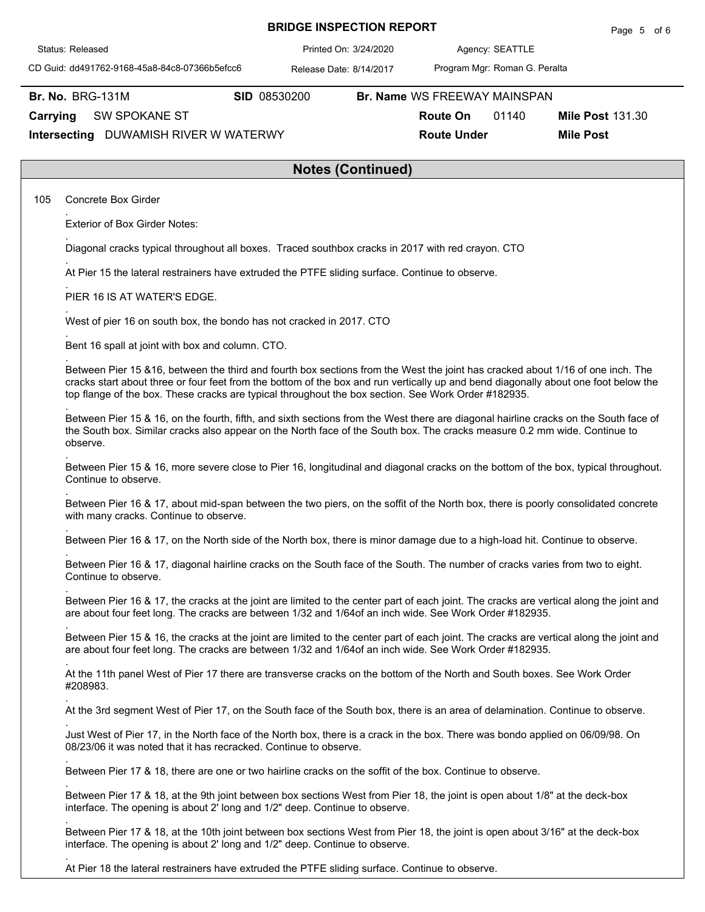# BRIDGE INSPECTION REPORT

Status: Released | Printed On: 3/24/2020 | Agency: SEATTLE

CD Guid: dd491762-9168-45a8-84c8-07366b5efcc6 | Release Date: 8/14/2017 | Program Mgr: Roman G. Peralta

**Br. No.** BRG-131M **SID** 08530200 **Br. Name** WS FREEWAY MAINSPAN

**Carrying** SW SPOKANE ST **Route On** 01140 **Mile Post** 131.30

**Intersecting** DUWAMISH RIVER W WATERWY **Route Under** **Mile Post**

## Notes (Continued)

105 Concrete Box Girder

.

Exterior of Box Girder Notes:

.

Diagonal cracks typical throughout all boxes. Traced southbox cracks in 2017 with red crayon. CTO

.

At Pier 15 the lateral restrainers have extruded the PTFE sliding surface. Continue to observe.

.

PIER 16 IS AT WATER'S EDGE.

.

West of pier 16 on south box, the bondo has not cracked in 2017. CTO

.

Bent 16 spall at joint with box and column. CTO.

.

Between Pier 15 &16, between the third and fourth box sections from the West the joint has cracked about 1/16 of one inch. The cracks start about three or four feet from the bottom of the box and run vertically up and bend diagonally about one foot below the top flange of the box. These cracks are typical throughout the box section. See Work Order #182935.

.

Between Pier 15 & 16, on the fourth, fifth, and sixth sections from the West there are diagonal hairline cracks on the South face of the South box. Similar cracks also appear on the North face of the South box. The cracks measure 0.2 mm wide. Continue to observe.

.

Between Pier 15 & 16, more severe close to Pier 16, longitudinal and diagonal cracks on the bottom of the box, typical throughout. Continue to observe.

.

Between Pier 16 & 17, about mid-span between the two piers, on the soffit of the North box, there is poorly consolidated concrete with many cracks. Continue to observe.

.

Between Pier 16 & 17, on the North side of the North box, there is minor damage due to a high-load hit. Continue to observe.

.

Between Pier 16 & 17, diagonal hairline cracks on the South face of the South. The number of cracks varies from two to eight. Continue to observe.

.

Between Pier 16 & 17, the cracks at the joint are limited to the center part of each joint. The cracks are vertical along the joint and are about four feet long. The cracks are between 1/32 and 1/64of an inch wide. See Work Order #182935.

.

Between Pier 15 & 16, the cracks at the joint are limited to the center part of each joint. The cracks are vertical along the joint and are about four feet long. The cracks are between 1/32 and 1/64of an inch wide. See Work Order #182935.

.

At the 11th panel West of Pier 17 there are transverse cracks on the bottom of the North and South boxes. See Work Order #208983.

.

At the 3rd segment West of Pier 17, on the South face of the South box, there is an area of delamination. Continue to observe.

.

Just West of Pier 17, in the North face of the North box, there is a crack in the box. There was bondo applied on 06/09/98. On 08/23/06 it was noted that it has recracked. Continue to observe.

.

Between Pier 17 & 18, there are one or two hairline cracks on the soffit of the box. Continue to observe.

.

Between Pier 17 & 18, at the 9th joint between box sections West from Pier 18, the joint is open about 1/8" at the deck-box interface. The opening is about 2' long and 1/2" deep. Continue to observe.

.

Between Pier 17 & 18, at the 10th joint between box sections West from Pier 18, the joint is open about 3/16" at the deck-box interface. The opening is about 2' long and 1/2" deep. Continue to observe.

.

At Pier 18 the lateral restrainers have extruded the PTFE sliding surface. Continue to observe.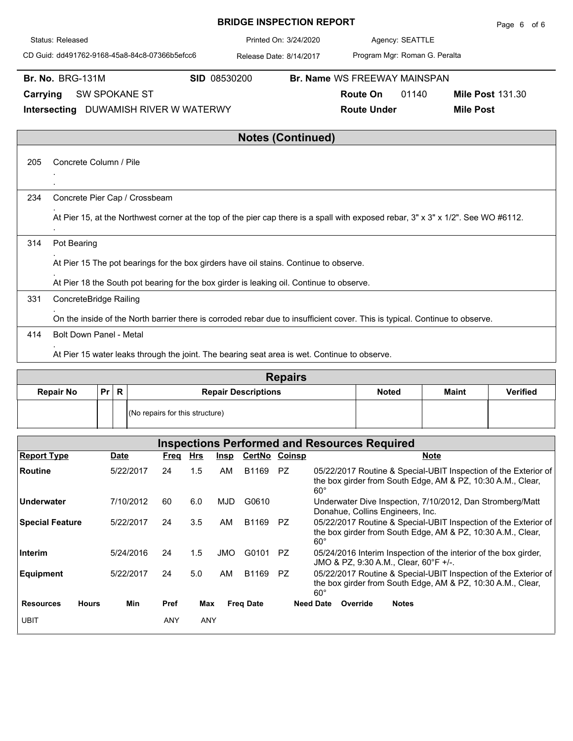# BRIDGE INSPECTION REPORT

Status: Released | Printed On: 3/24/2020 | Agency: SEATTLE

CD Guid: dd491762-9168-45a8-84c8-07366b5efcc6 | Release Date: 8/14/2017 | Program Mgr: Roman G. Peralta

**Br. No.** BRG-131M **SID** 08530200 **Br. Name** WS FREEWAY MAINSPAN

**Carrying** SW SPOKANE ST **Route On** 01140 **Mile Post** 131.30

**Intersecting** DUWAMISH RIVER W WATERWY **Route Under** **Mile Post**

## Notes (Continued)

205 Concrete Column / Pile

.

.

234 Concrete Pier Cap / Crossbeam

.

At Pier 15, at the Northwest corner at the top of the pier cap there is a spall with exposed rebar, 3" x 3" x 1/2". See WO #6112.

.

314 Pot Bearing

.

At Pier 15 The pot bearings for the box girders have oil stains. Continue to observe.

.

At Pier 18 the South pot bearing for the box girder is leaking oil. Continue to observe.

331 ConcreteBridge Railing

.

On the inside of the North barrier there is corroded rebar due to insufficient cover. This is typical. Continue to observe.

414 Bolt Down Panel - Metal

.

At Pier 15 water leaks through the joint. The bearing seat area is wet. Continue to observe.

## Repairs

| Repair No | Pr | R | Repair Descriptions | Noted | Maint | Verified |
|---|---|---|---|---|---|---|
| | | | (No repairs for this structure) | | | |

## Inspections Performed and Resources Required

| Report Type | Date | Freq | Hrs | Insp | CertNo | Coinsp | Note |
|---|---|---|---|---|---|---|---|
| Routine | 5/22/2017 | 24 | 1.5 | AM | B1169 | PZ | 05/22/2017 Routine & Special-UBIT Inspection of the Exterior of the box girder from South Edge, AM & PZ, 10:30 A.M., Clear, 60° |
| Underwater | 7/10/2012 | 60 | 6.0 | MJD | G0610 | | Underwater Dive Inspection, 7/10/2012, Dan Stromberg/Matt Donahue, Collins Engineers, Inc. |
| Special Feature | 5/22/2017 | 24 | 3.5 | AM | B1169 | PZ | 05/22/2017 Routine & Special-UBIT Inspection of the Exterior of the box girder from South Edge, AM & PZ, 10:30 A.M., Clear, 60° |
| Interim | 5/24/2016 | 24 | 1.5 | JMO | G0101 | PZ | 05/24/2016 Interim Inspection of the interior of the box girder, JMO & PZ, 9:30 A.M., Clear, 60°F +/-. |
| Equipment | 5/22/2017 | 24 | 5.0 | AM | B1169 | PZ | 05/22/2017 Routine & Special-UBIT Inspection of the Exterior of the box girder from South Edge, AM & PZ, 10:30 A.M., Clear, 60° |

| Resources | Hours | Min | Pref | Max | Freq Date | Need Date | Override | Notes |
|---|---|---|---|---|---|---|---|---|
| UBIT | | | ANY | ANY | | | | |